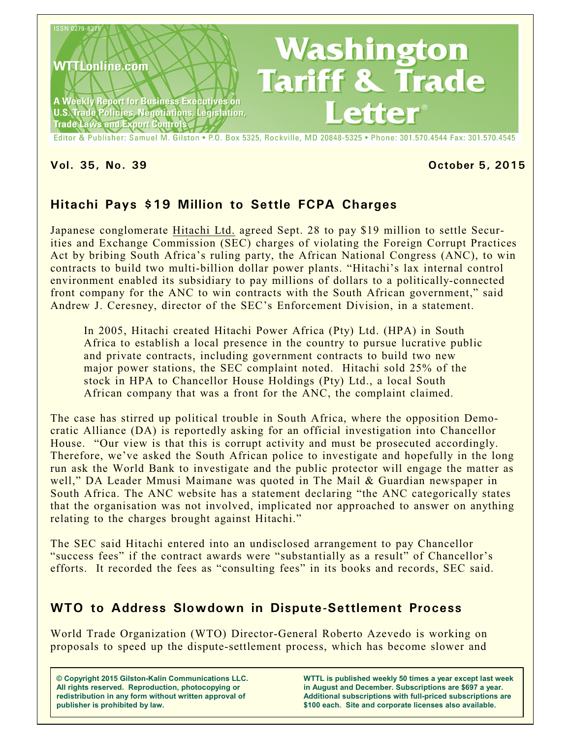ISSN 0276-8275

WTTLonline.com

A Weekly Report for Business Executives on U.S. Trade Policies, Negotiations, Legislation, Trade Laws and Export Controls

# Washington Tariff & Trade Letter®

Editor & Publisher: Samuel M. Gilston • P.O. Box 5325, Rockville, MD 20848-5325 • Phone: 301.570.4544 Fax: 301.570.4545

**Vol. 35, No. 39** **October 5, 2015**

## Hitachi Pays $19 Million to Settle FCPA Charges

Japanese conglomerate Hitachi Ltd. agreed Sept. 28 to pay $19 million to settle Securities and Exchange Commission (SEC) charges of violating the Foreign Corrupt Practices Act by bribing South Africa's ruling party, the African National Congress (ANC), to win contracts to build two multi-billion dollar power plants. "Hitachi's lax internal control environment enabled its subsidiary to pay millions of dollars to a politically-connected front company for the ANC to win contracts with the South African government," said Andrew J. Ceresney, director of the SEC's Enforcement Division, in a statement.

> In 2005, Hitachi created Hitachi Power Africa (Pty) Ltd. (HPA) in South Africa to establish a local presence in the country to pursue lucrative public and private contracts, including government contracts to build two new major power stations, the SEC complaint noted. Hitachi sold 25% of the stock in HPA to Chancellor House Holdings (Pty) Ltd., a local South African company that was a front for the ANC, the complaint claimed.

The case has stirred up political trouble in South Africa, where the opposition Democratic Alliance (DA) is reportedly asking for an official investigation into Chancellor House. "Our view is that this is corrupt activity and must be prosecuted accordingly. Therefore, we've asked the South African police to investigate and hopefully in the long run ask the World Bank to investigate and the public protector will engage the matter as well," DA Leader Mmusi Maimane was quoted in The Mail & Guardian newspaper in South Africa. The ANC website has a statement declaring "the ANC categorically states that the organisation was not involved, implicated nor approached to answer on anything relating to the charges brought against Hitachi."

The SEC said Hitachi entered into an undisclosed arrangement to pay Chancellor "success fees" if the contract awards were "substantially as a result" of Chancellor's efforts. It recorded the fees as "consulting fees" in its books and records, SEC said.

## WTO to Address Slowdown in Dispute-Settlement Process

World Trade Organization (WTO) Director-General Roberto Azevedo is working on proposals to speed up the dispute-settlement process, which has become slower and

**© Copyright 2015 Gilston-Kalin Communications LLC. All rights reserved. Reproduction, photocopying or redistribution in any form without written approval of publisher is prohibited by law.**

**WTTL is published weekly 50 times a year except last week in August and December. Subscriptions are $697 a year. Additional subscriptions with full-priced subscriptions are $100 each. Site and corporate licenses also available.**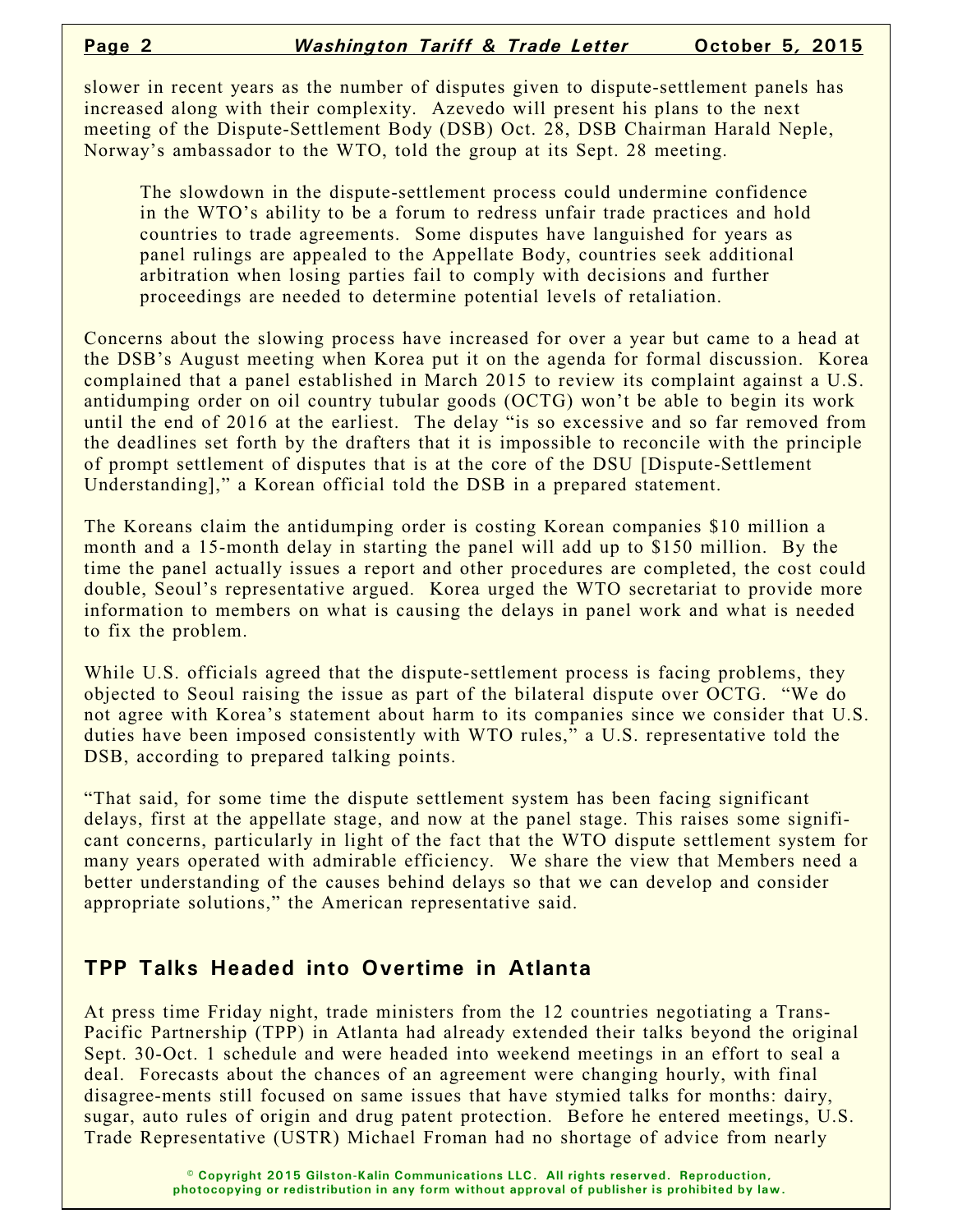slower in recent years as the number of disputes given to dispute-settlement panels has increased along with their complexity. Azevedo will present his plans to the next meeting of the Dispute-Settlement Body (DSB) Oct. 28, DSB Chairman Harald Neple, Norway's ambassador to the WTO, told the group at its Sept. 28 meeting.

> The slowdown in the dispute-settlement process could undermine confidence in the WTO's ability to be a forum to redress unfair trade practices and hold countries to trade agreements. Some disputes have languished for years as panel rulings are appealed to the Appellate Body, countries seek additional arbitration when losing parties fail to comply with decisions and further proceedings are needed to determine potential levels of retaliation.

Concerns about the slowing process have increased for over a year but came to a head at the DSB's August meeting when Korea put it on the agenda for formal discussion. Korea complained that a panel established in March 2015 to review its complaint against a U.S. antidumping order on oil country tubular goods (OCTG) won't be able to begin its work until the end of 2016 at the earliest. The delay "is so excessive and so far removed from the deadlines set forth by the drafters that it is impossible to reconcile with the principle of prompt settlement of disputes that is at the core of the DSU [Dispute-Settlement Understanding]," a Korean official told the DSB in a prepared statement.

The Koreans claim the antidumping order is costing Korean companies $10 million a month and a 15-month delay in starting the panel will add up to $150 million. By the time the panel actually issues a report and other procedures are completed, the cost could double, Seoul's representative argued. Korea urged the WTO secretariat to provide more information to members on what is causing the delays in panel work and what is needed to fix the problem.

While U.S. officials agreed that the dispute-settlement process is facing problems, they objected to Seoul raising the issue as part of the bilateral dispute over OCTG. "We do not agree with Korea's statement about harm to its companies since we consider that U.S. duties have been imposed consistently with WTO rules," a U.S. representative told the DSB, according to prepared talking points.

"That said, for some time the dispute settlement system has been facing significant delays, first at the appellate stage, and now at the panel stage. This raises some significant concerns, particularly in light of the fact that the WTO dispute settlement system for many years operated with admirable efficiency. We share the view that Members need a better understanding of the causes behind delays so that we can develop and consider appropriate solutions," the American representative said.

## TPP Talks Headed into Overtime in Atlanta

At press time Friday night, trade ministers from the 12 countries negotiating a Trans-Pacific Partnership (TPP) in Atlanta had already extended their talks beyond the original Sept. 30-Oct. 1 schedule and were headed into weekend meetings in an effort to seal a deal. Forecasts about the chances of an agreement were changing hourly, with final disagree-ments still focused on same issues that have stymied talks for months: dairy, sugar, auto rules of origin and drug patent protection. Before he entered meetings, U.S. Trade Representative (USTR) Michael Froman had no shortage of advice from nearly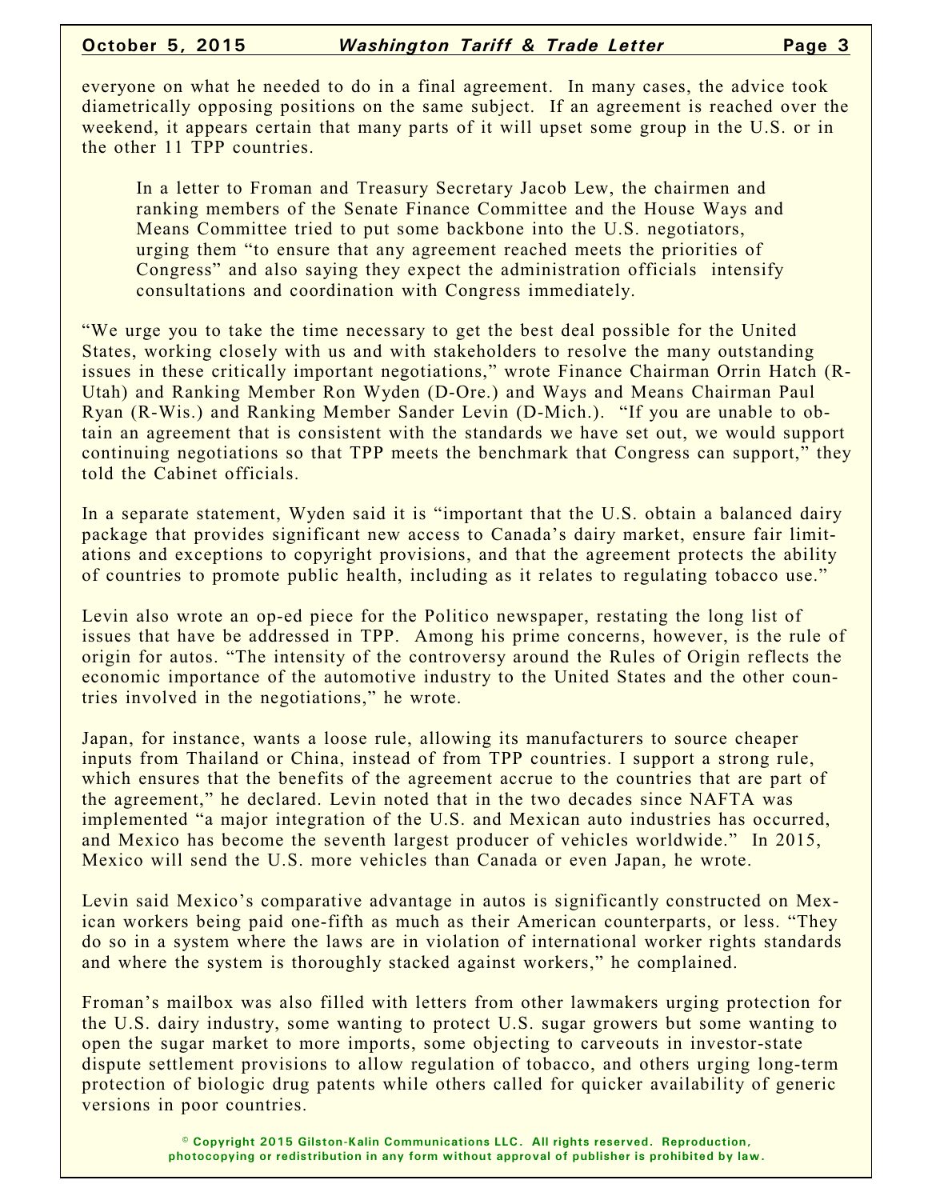everyone on what he needed to do in a final agreement. In many cases, the advice took diametrically opposing positions on the same subject. If an agreement is reached over the weekend, it appears certain that many parts of it will upset some group in the U.S. or in the other 11 TPP countries.

> In a letter to Froman and Treasury Secretary Jacob Lew, the chairmen and ranking members of the Senate Finance Committee and the House Ways and Means Committee tried to put some backbone into the U.S. negotiators, urging them "to ensure that any agreement reached meets the priorities of Congress" and also saying they expect the administration officials intensify consultations and coordination with Congress immediately.

"We urge you to take the time necessary to get the best deal possible for the United States, working closely with us and with stakeholders to resolve the many outstanding issues in these critically important negotiations," wrote Finance Chairman Orrin Hatch (R-Utah) and Ranking Member Ron Wyden (D-Ore.) and Ways and Means Chairman Paul Ryan (R-Wis.) and Ranking Member Sander Levin (D-Mich.). "If you are unable to obtain an agreement that is consistent with the standards we have set out, we would support continuing negotiations so that TPP meets the benchmark that Congress can support," they told the Cabinet officials.

In a separate statement, Wyden said it is "important that the U.S. obtain a balanced dairy package that provides significant new access to Canada's dairy market, ensure fair limitations and exceptions to copyright provisions, and that the agreement protects the ability of countries to promote public health, including as it relates to regulating tobacco use."

Levin also wrote an op-ed piece for the Politico newspaper, restating the long list of issues that have be addressed in TPP. Among his prime concerns, however, is the rule of origin for autos. "The intensity of the controversy around the Rules of Origin reflects the economic importance of the automotive industry to the United States and the other countries involved in the negotiations," he wrote.

Japan, for instance, wants a loose rule, allowing its manufacturers to source cheaper inputs from Thailand or China, instead of from TPP countries. I support a strong rule, which ensures that the benefits of the agreement accrue to the countries that are part of the agreement," he declared. Levin noted that in the two decades since NAFTA was implemented "a major integration of the U.S. and Mexican auto industries has occurred, and Mexico has become the seventh largest producer of vehicles worldwide." In 2015, Mexico will send the U.S. more vehicles than Canada or even Japan, he wrote.

Levin said Mexico's comparative advantage in autos is significantly constructed on Mexican workers being paid one-fifth as much as their American counterparts, or less. "They do so in a system where the laws are in violation of international worker rights standards and where the system is thoroughly stacked against workers," he complained.

Froman's mailbox was also filled with letters from other lawmakers urging protection for the U.S. dairy industry, some wanting to protect U.S. sugar growers but some wanting to open the sugar market to more imports, some objecting to carveouts in investor-state dispute settlement provisions to allow regulation of tobacco, and others urging long-term protection of biologic drug patents while others called for quicker availability of generic versions in poor countries.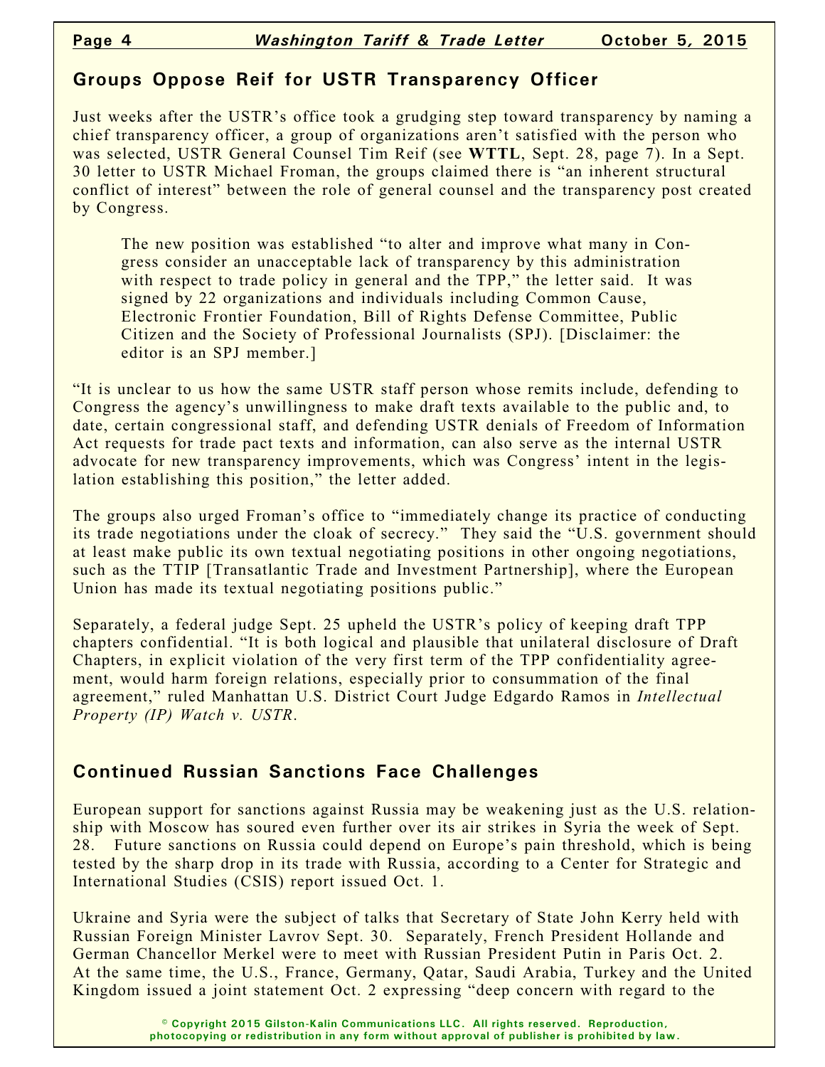## Groups Oppose Reif for USTR Transparency Officer

Just weeks after the USTR's office took a grudging step toward transparency by naming a chief transparency officer, a group of organizations aren't satisfied with the person who was selected, USTR General Counsel Tim Reif (see **WTTL**, Sept. 28, page 7). In a Sept. 30 letter to USTR Michael Froman, the groups claimed there is "an inherent structural conflict of interest" between the role of general counsel and the transparency post created by Congress.

> The new position was established "to alter and improve what many in Congress consider an unacceptable lack of transparency by this administration with respect to trade policy in general and the TPP," the letter said. It was signed by 22 organizations and individuals including Common Cause, Electronic Frontier Foundation, Bill of Rights Defense Committee, Public Citizen and the Society of Professional Journalists (SPJ). [Disclaimer: the editor is an SPJ member.]

"It is unclear to us how the same USTR staff person whose remits include, defending to Congress the agency's unwillingness to make draft texts available to the public and, to date, certain congressional staff, and defending USTR denials of Freedom of Information Act requests for trade pact texts and information, can also serve as the internal USTR advocate for new transparency improvements, which was Congress' intent in the legislation establishing this position," the letter added.

The groups also urged Froman's office to "immediately change its practice of conducting its trade negotiations under the cloak of secrecy." They said the "U.S. government should at least make public its own textual negotiating positions in other ongoing negotiations, such as the TTIP [Transatlantic Trade and Investment Partnership], where the European Union has made its textual negotiating positions public."

Separately, a federal judge Sept. 25 upheld the USTR's policy of keeping draft TPP chapters confidential. "It is both logical and plausible that unilateral disclosure of Draft Chapters, in explicit violation of the very first term of the TPP confidentiality agreement, would harm foreign relations, especially prior to consummation of the final agreement," ruled Manhattan U.S. District Court Judge Edgardo Ramos in *Intellectual Property (IP) Watch v. USTR*.

## Continued Russian Sanctions Face Challenges

European support for sanctions against Russia may be weakening just as the U.S. relationship with Moscow has soured even further over its air strikes in Syria the week of Sept. 28. Future sanctions on Russia could depend on Europe's pain threshold, which is being tested by the sharp drop in its trade with Russia, according to a Center for Strategic and International Studies (CSIS) report issued Oct. 1.

Ukraine and Syria were the subject of talks that Secretary of State John Kerry held with Russian Foreign Minister Lavrov Sept. 30. Separately, French President Hollande and German Chancellor Merkel were to meet with Russian President Putin in Paris Oct. 2. At the same time, the U.S., France, Germany, Qatar, Saudi Arabia, Turkey and the United Kingdom issued a joint statement Oct. 2 expressing "deep concern with regard to the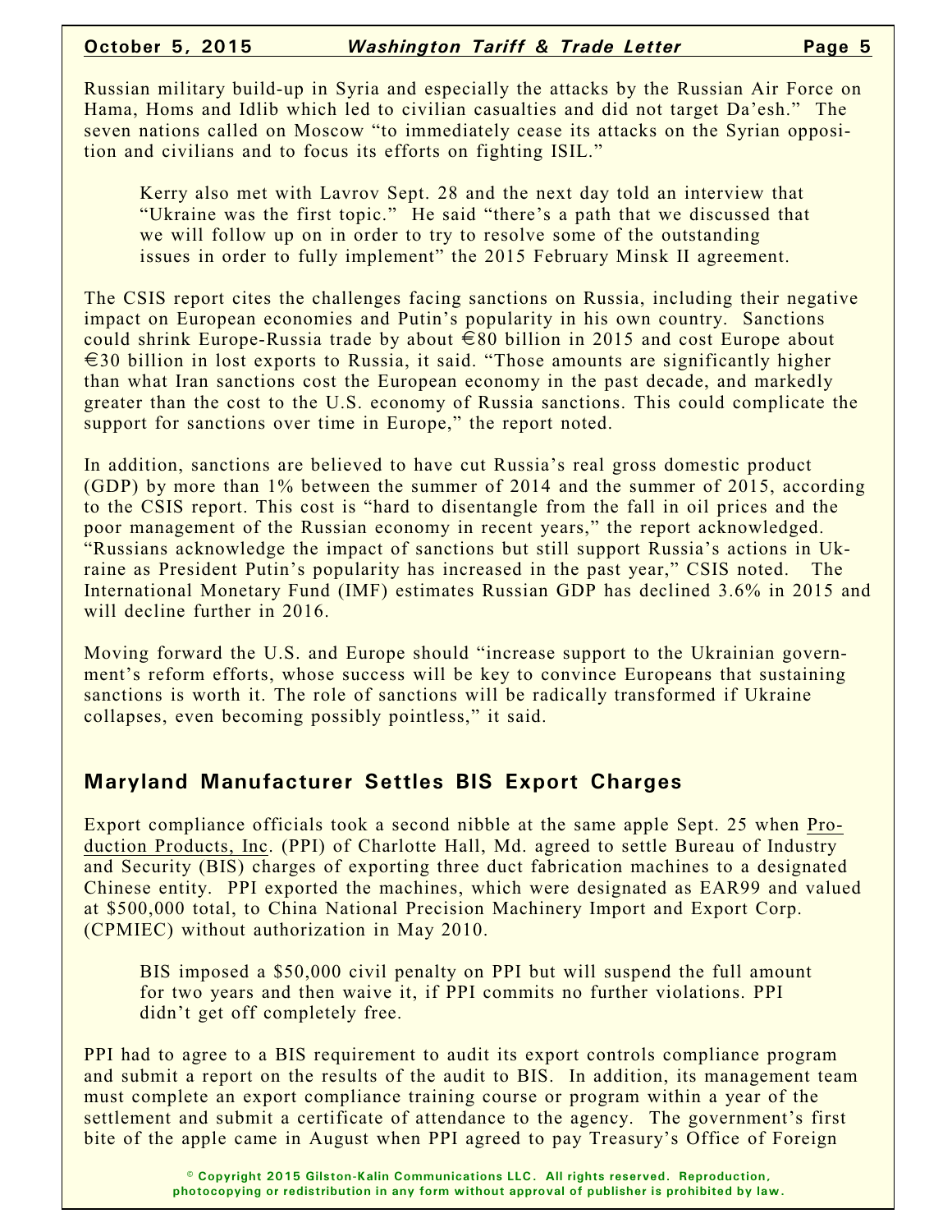Russian military build-up in Syria and especially the attacks by the Russian Air Force on Hama, Homs and Idlib which led to civilian casualties and did not target Da'esh." The seven nations called on Moscow "to immediately cease its attacks on the Syrian opposition and civilians and to focus its efforts on fighting ISIL."

> Kerry also met with Lavrov Sept. 28 and the next day told an interview that "Ukraine was the first topic." He said "there's a path that we discussed that we will follow up on in order to try to resolve some of the outstanding issues in order to fully implement" the 2015 February Minsk II agreement.

The CSIS report cites the challenges facing sanctions on Russia, including their negative impact on European economies and Putin's popularity in his own country. Sanctions could shrink Europe-Russia trade by about €80 billion in 2015 and cost Europe about €30 billion in lost exports to Russia, it said. "Those amounts are significantly higher than what Iran sanctions cost the European economy in the past decade, and markedly greater than the cost to the U.S. economy of Russia sanctions. This could complicate the support for sanctions over time in Europe," the report noted.

In addition, sanctions are believed to have cut Russia's real gross domestic product (GDP) by more than 1% between the summer of 2014 and the summer of 2015, according to the CSIS report. This cost is "hard to disentangle from the fall in oil prices and the poor management of the Russian economy in recent years," the report acknowledged. "Russians acknowledge the impact of sanctions but still support Russia's actions in Ukraine as President Putin's popularity has increased in the past year," CSIS noted. The International Monetary Fund (IMF) estimates Russian GDP has declined 3.6% in 2015 and will decline further in 2016.

Moving forward the U.S. and Europe should "increase support to the Ukrainian government's reform efforts, whose success will be key to convince Europeans that sustaining sanctions is worth it. The role of sanctions will be radically transformed if Ukraine collapses, even becoming possibly pointless," it said.

## Maryland Manufacturer Settles BIS Export Charges

Export compliance officials took a second nibble at the same apple Sept. 25 when Production Products, Inc. (PPI) of Charlotte Hall, Md. agreed to settle Bureau of Industry and Security (BIS) charges of exporting three duct fabrication machines to a designated Chinese entity. PPI exported the machines, which were designated as EAR99 and valued at $500,000 total, to China National Precision Machinery Import and Export Corp. (CPMIEC) without authorization in May 2010.

> BIS imposed a $50,000 civil penalty on PPI but will suspend the full amount for two years and then waive it, if PPI commits no further violations. PPI didn't get off completely free.

PPI had to agree to a BIS requirement to audit its export controls compliance program and submit a report on the results of the audit to BIS. In addition, its management team must complete an export compliance training course or program within a year of the settlement and submit a certificate of attendance to the agency. The government's first bite of the apple came in August when PPI agreed to pay Treasury's Office of Foreign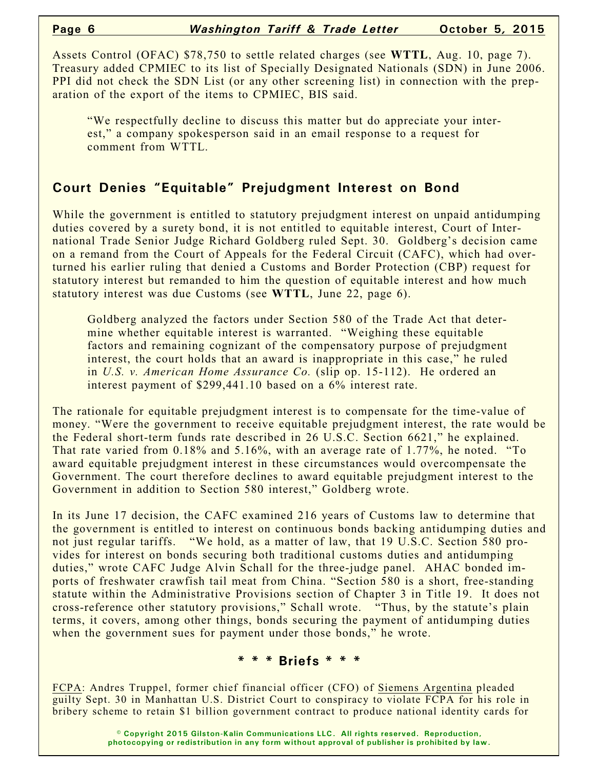Assets Control (OFAC) $78,750 to settle related charges (see **WTTL**, Aug. 10, page 7). Treasury added CPMIEC to its list of Specially Designated Nationals (SDN) in June 2006. PPI did not check the SDN List (or any other screening list) in connection with the preparation of the export of the items to CPMIEC, BIS said.

> "We respectfully decline to discuss this matter but do appreciate your interest," a company spokesperson said in an email response to a request for comment from WTTL.

## Court Denies "Equitable" Prejudgment Interest on Bond

While the government is entitled to statutory prejudgment interest on unpaid antidumping duties covered by a surety bond, it is not entitled to equitable interest, Court of International Trade Senior Judge Richard Goldberg ruled Sept. 30. Goldberg's decision came on a remand from the Court of Appeals for the Federal Circuit (CAFC), which had overturned his earlier ruling that denied a Customs and Border Protection (CBP) request for statutory interest but remanded to him the question of equitable interest and how much statutory interest was due Customs (see **WTTL**, June 22, page 6).

> Goldberg analyzed the factors under Section 580 of the Trade Act that determine whether equitable interest is warranted. "Weighing these equitable factors and remaining cognizant of the compensatory purpose of prejudgment interest, the court holds that an award is inappropriate in this case," he ruled in *U.S. v. American Home Assurance Co.* (slip op. 15-112). He ordered an interest payment of $299,441.10 based on a 6% interest rate.

The rationale for equitable prejudgment interest is to compensate for the time-value of money. "Were the government to receive equitable prejudgment interest, the rate would be the Federal short-term funds rate described in 26 U.S.C. Section 6621," he explained. That rate varied from 0.18% and 5.16%, with an average rate of 1.77%, he noted. "To award equitable prejudgment interest in these circumstances would overcompensate the Government. The court therefore declines to award equitable prejudgment interest to the Government in addition to Section 580 interest," Goldberg wrote.

In its June 17 decision, the CAFC examined 216 years of Customs law to determine that the government is entitled to interest on continuous bonds backing antidumping duties and not just regular tariffs. "We hold, as a matter of law, that 19 U.S.C. Section 580 provides for interest on bonds securing both traditional customs duties and antidumping duties," wrote CAFC Judge Alvin Schall for the three-judge panel. AHAC bonded imports of freshwater crawfish tail meat from China. "Section 580 is a short, free-standing statute within the Administrative Provisions section of Chapter 3 in Title 19. It does not cross-reference other statutory provisions," Schall wrote. "Thus, by the statute's plain terms, it covers, among other things, bonds securing the payment of antidumping duties when the government sues for payment under those bonds," he wrote.

## * * * Briefs * * *

FCPA: Andres Truppel, former chief financial officer (CFO) of Siemens Argentina pleaded guilty Sept. 30 in Manhattan U.S. District Court to conspiracy to violate FCPA for his role in bribery scheme to retain $1 billion government contract to produce national identity cards for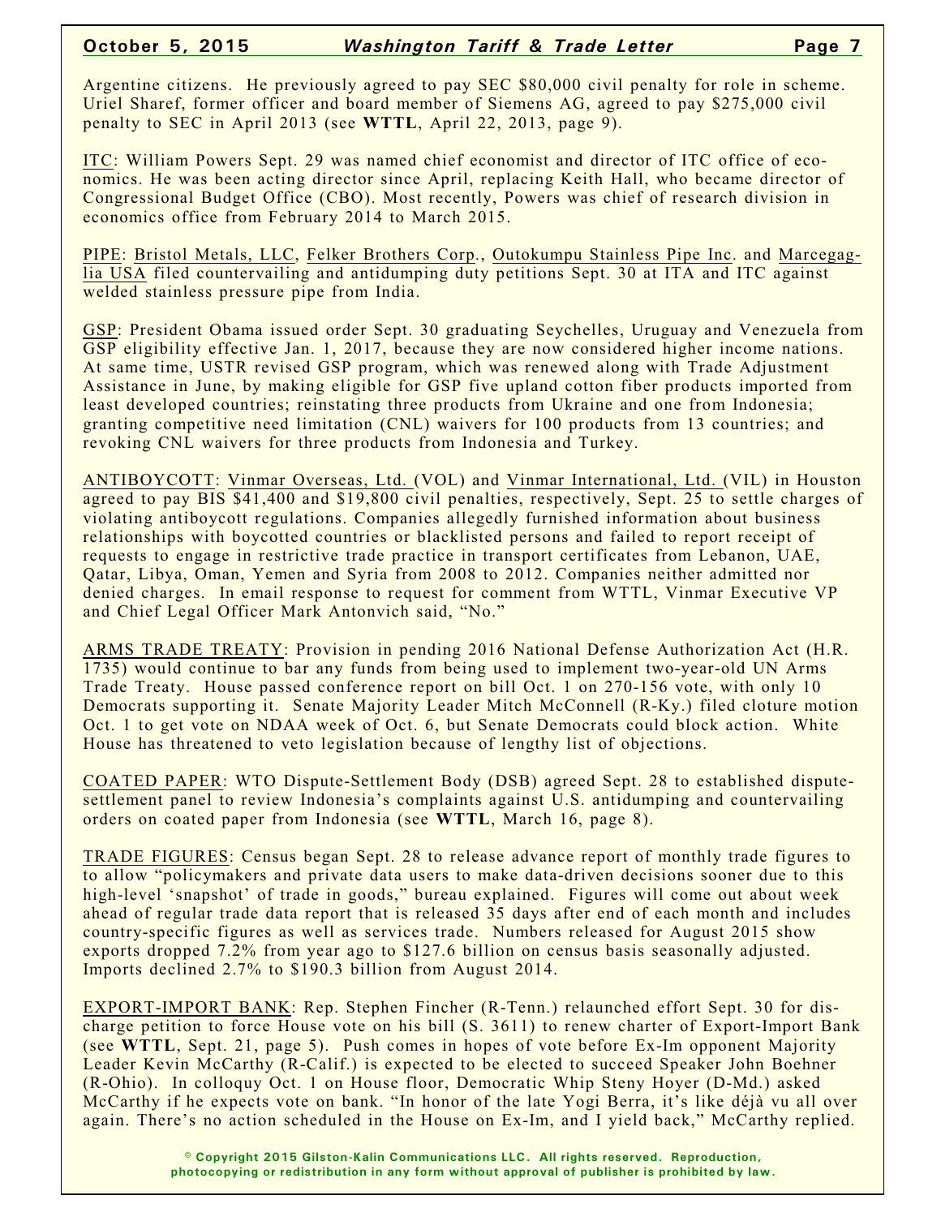Argentine citizens. He previously agreed to pay SEC $80,000 civil penalty for role in scheme. Uriel Sharef, former officer and board member of Siemens AG, agreed to pay $275,000 civil penalty to SEC in April 2013 (see **WTTL**, April 22, 2013, page 9).

ITC: William Powers Sept. 29 was named chief economist and director of ITC office of economics. He was been acting director since April, replacing Keith Hall, who became director of Congressional Budget Office (CBO). Most recently, Powers was chief of research division in economics office from February 2014 to March 2015.

PIPE: Bristol Metals, LLC, Felker Brothers Corp., Outokumpu Stainless Pipe Inc. and Marcegaglia USA filed countervailing and antidumping duty petitions Sept. 30 at ITA and ITC against welded stainless pressure pipe from India.

GSP: President Obama issued order Sept. 30 graduating Seychelles, Uruguay and Venezuela from GSP eligibility effective Jan. 1, 2017, because they are now considered higher income nations. At same time, USTR revised GSP program, which was renewed along with Trade Adjustment Assistance in June, by making eligible for GSP five upland cotton fiber products imported from least developed countries; reinstating three products from Ukraine and one from Indonesia; granting competitive need limitation (CNL) waivers for 100 products from 13 countries; and revoking CNL waivers for three products from Indonesia and Turkey.

ANTIBOYCOTT: Vinmar Overseas, Ltd. (VOL) and Vinmar International, Ltd. (VIL) in Houston agreed to pay BIS $41,400 and $19,800 civil penalties, respectively, Sept. 25 to settle charges of violating antiboycott regulations. Companies allegedly furnished information about business relationships with boycotted countries or blacklisted persons and failed to report receipt of requests to engage in restrictive trade practice in transport certificates from Lebanon, UAE, Qatar, Libya, Oman, Yemen and Syria from 2008 to 2012. Companies neither admitted nor denied charges. In email response to request for comment from WTTL, Vinmar Executive VP and Chief Legal Officer Mark Antonvich said, "No."

ARMS TRADE TREATY: Provision in pending 2016 National Defense Authorization Act (H.R. 1735) would continue to bar any funds from being used to implement two-year-old UN Arms Trade Treaty. House passed conference report on bill Oct. 1 on 270-156 vote, with only 10 Democrats supporting it. Senate Majority Leader Mitch McConnell (R-Ky.) filed cloture motion Oct. 1 to get vote on NDAA week of Oct. 6, but Senate Democrats could block action. White House has threatened to veto legislation because of lengthy list of objections.

COATED PAPER: WTO Dispute-Settlement Body (DSB) agreed Sept. 28 to established dispute-settlement panel to review Indonesia's complaints against U.S. antidumping and countervailing orders on coated paper from Indonesia (see **WTTL**, March 16, page 8).

TRADE FIGURES: Census began Sept. 28 to release advance report of monthly trade figures to to allow "policymakers and private data users to make data-driven decisions sooner due to this high-level 'snapshot' of trade in goods," bureau explained. Figures will come out about week ahead of regular trade data report that is released 35 days after end of each month and includes country-specific figures as well as services trade. Numbers released for August 2015 show exports dropped 7.2% from year ago to $127.6 billion on census basis seasonally adjusted. Imports declined 2.7% to $190.3 billion from August 2014.

EXPORT-IMPORT BANK: Rep. Stephen Fincher (R-Tenn.) relaunched effort Sept. 30 for discharge petition to force House vote on his bill (S. 3611) to renew charter of Export-Import Bank (see **WTTL**, Sept. 21, page 5). Push comes in hopes of vote before Ex-Im opponent Majority Leader Kevin McCarthy (R-Calif.) is expected to be elected to succeed Speaker John Boehner (R-Ohio). In colloquy Oct. 1 on House floor, Democratic Whip Steny Hoyer (D-Md.) asked McCarthy if he expects vote on bank. "In honor of the late Yogi Berra, it's like déjà vu all over again. There's no action scheduled in the House on Ex-Im, and I yield back," McCarthy replied.

© Copyright 2015 Gilston-Kalin Communications LLC. All rights reserved. Reproduction, photocopying or redistribution in any form without approval of publisher is prohibited by law.